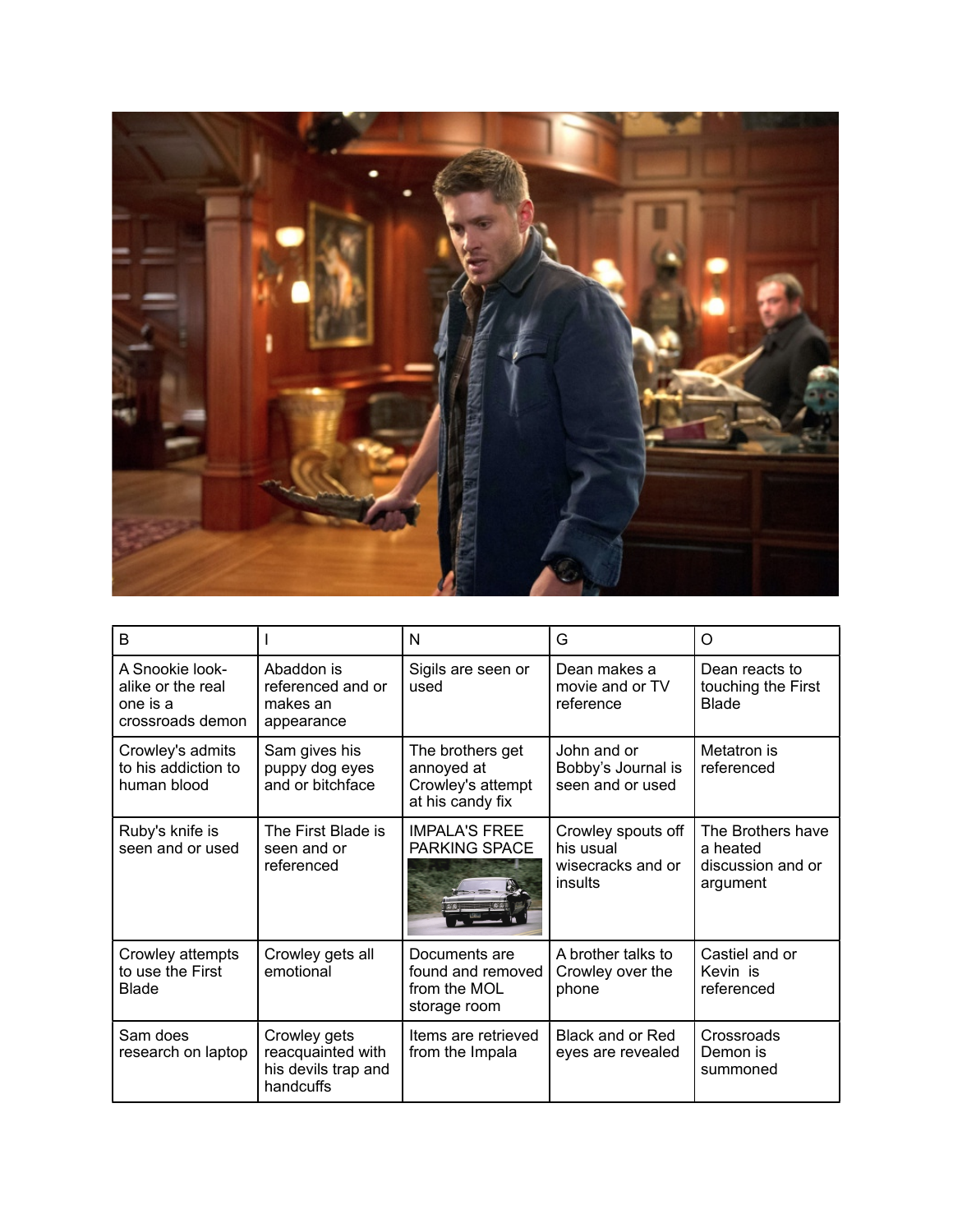| B | I | N | G | O |
|---|---|---|---|---|
| A Snookie look-alike or the real one is a crossroads demon | Abaddon is referenced and or makes an appearance | Sigils are seen or used | Dean makes a movie and or TV reference | Dean reacts to touching the First Blade |
| Crowley's admits to his addiction to human blood | Sam gives his puppy dog eyes and or bitchface | The brothers get annoyed at Crowley's attempt at his candy fix | John and or Bobby's Journal is seen and or used | Metatron is referenced |
| Ruby's knife is seen and or used | The First Blade is seen and or referenced | IMPALA'S FREE PARKING SPACE | Crowley spouts off his usual wisecracks and or insults | The Brothers have a heated discussion and or argument |
| Crowley attempts to use the First Blade | Crowley gets all emotional | Documents are found and removed from the MOL storage room | A brother talks to Crowley over the phone | Castiel and or Kevin is referenced |
| Sam does research on laptop | Crowley gets reacquainted with his devils trap and handcuffs | Items are retrieved from the Impala | Black and or Red eyes are revealed | Crossroads Demon is summoned |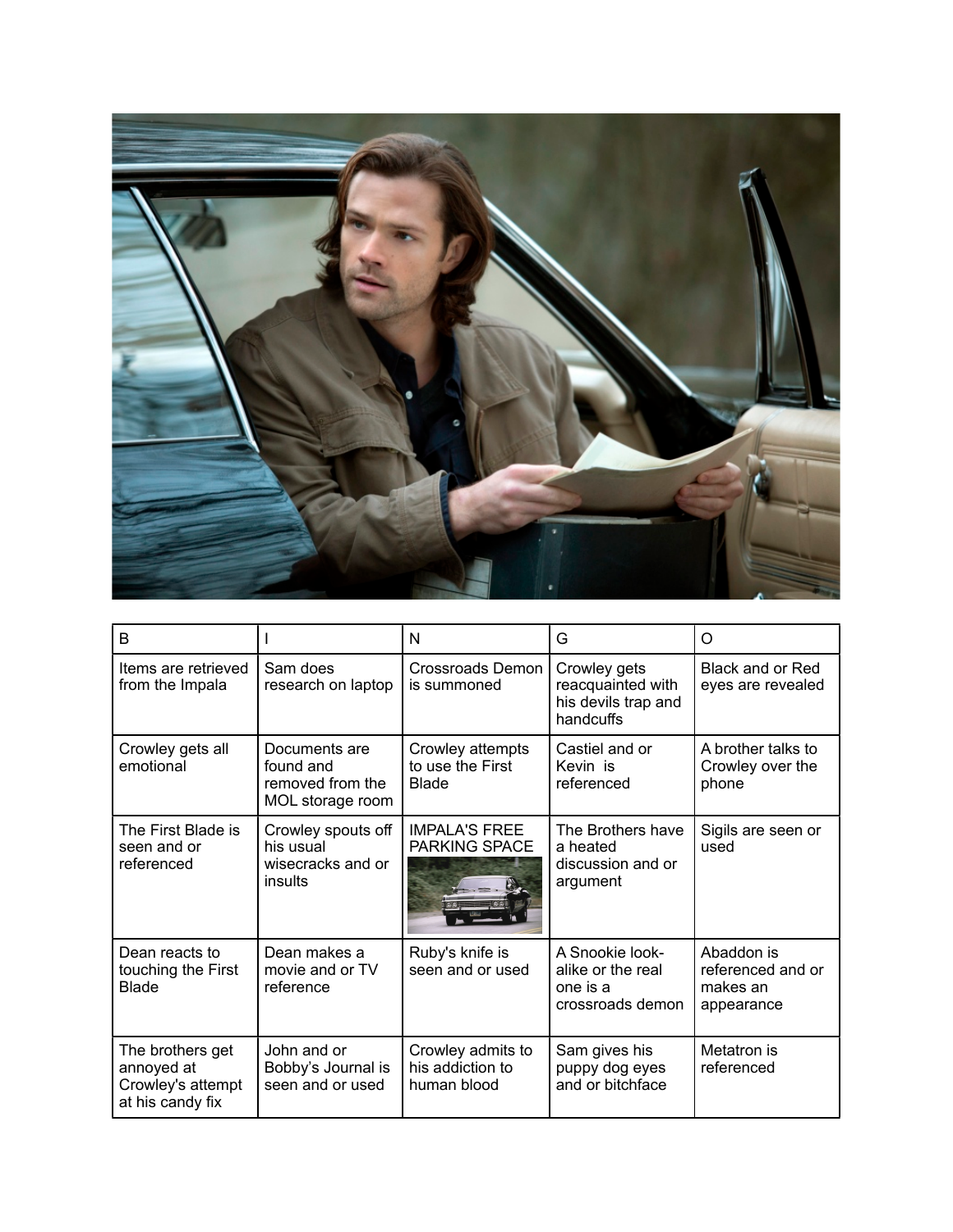| B | I | N | G | O |
| --- | --- | --- | --- | --- |
| Items are retrieved from the Impala | Sam does research on laptop | Crossroads Demon is summoned | Crowley gets reacquainted with his devils trap and handcuffs | Black and or Red eyes are revealed |
| Crowley gets all emotional | Documents are found and removed from the MOL storage room | Crowley attempts to use the First Blade | Castiel and or Kevin is referenced | A brother talks to Crowley over the phone |
| The First Blade is seen and or referenced | Crowley spouts off his usual wisecracks and or insults | IMPALA'S FREE PARKING SPACE | The Brothers have a heated discussion and or argument | Sigils are seen or used |
| Dean reacts to touching the First Blade | Dean makes a movie and or TV reference | Ruby's knife is seen and or used | A Snookie look-alike or the real one is a crossroads demon | Abaddon is referenced and or makes an appearance |
| The brothers get annoyed at Crowley's attempt at his candy fix | John and or Bobby's Journal is seen and or used | Crowley admits to his addiction to human blood | Sam gives his puppy dog eyes and or bitchface | Metatron is referenced |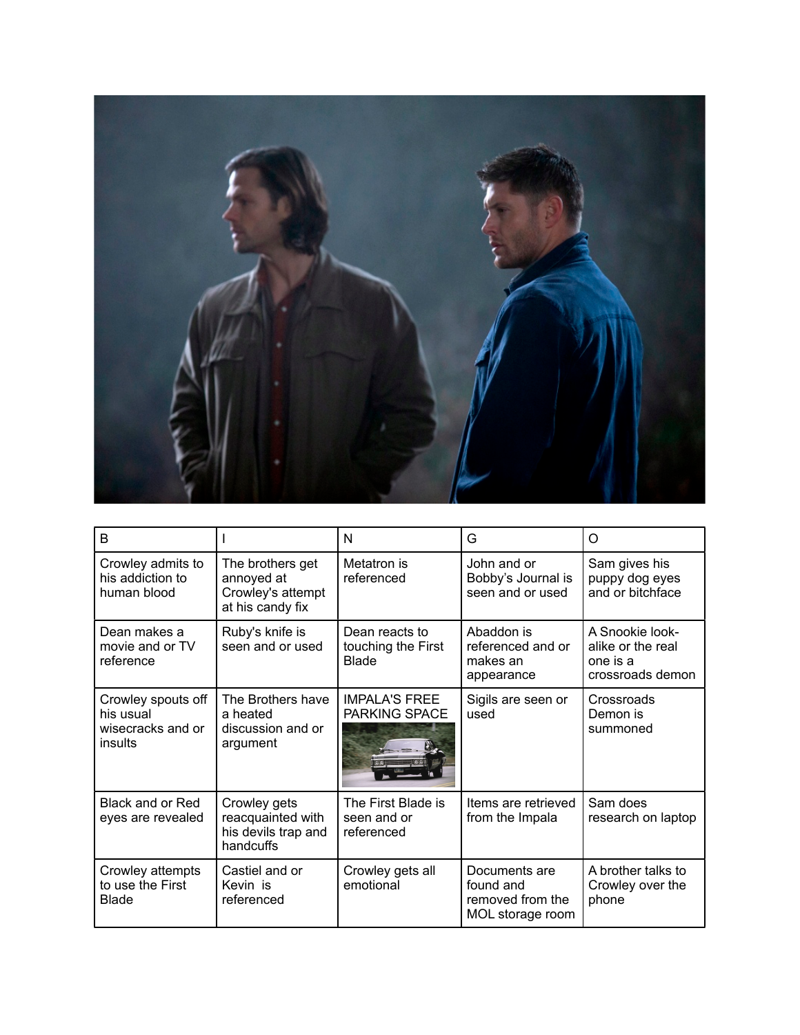| B | I | N | G | O |
|---|---|---|---|---|
| Crowley admits to his addiction to human blood | The brothers get annoyed at Crowley's attempt at his candy fix | Metatron is referenced | John and or Bobby's Journal is seen and or used | Sam gives his puppy dog eyes and or bitchface |
| Dean makes a movie and or TV reference | Ruby's knife is seen and or used | Dean reacts to touching the First Blade | Abaddon is referenced and or makes an appearance | A Snookie look-alike or the real one is a crossroads demon |
| Crowley spouts off his usual wisecracks and or insults | The Brothers have a heated discussion and or argument | IMPALA'S FREE PARKING SPACE | Sigils are seen or used | Crossroads Demon is summoned |
| Black and or Red eyes are revealed | Crowley gets reacquainted with his devils trap and handcuffs | The First Blade is seen and or referenced | Items are retrieved from the Impala | Sam does research on laptop |
| Crowley attempts to use the First Blade | Castiel and or Kevin is referenced | Crowley gets all emotional | Documents are found and removed from the MOL storage room | A brother talks to Crowley over the phone |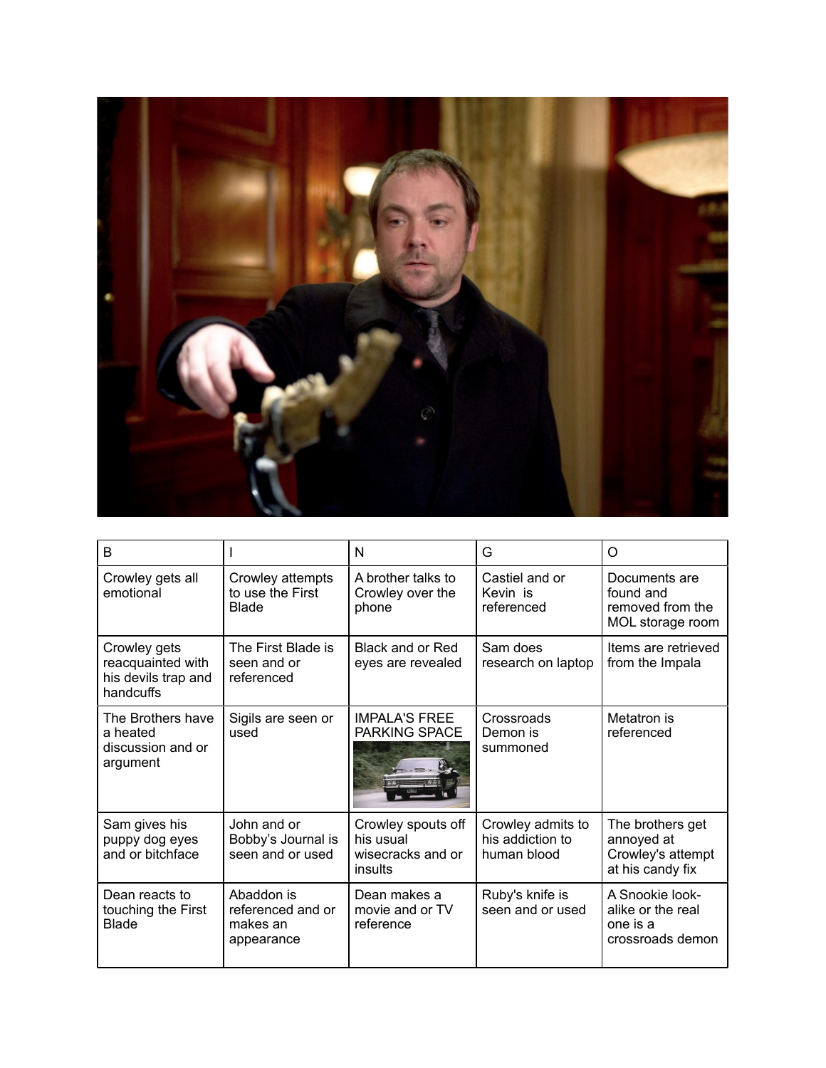| B | I | N | G | O |
|---|---|---|---|---|
| Crowley gets all emotional | Crowley attempts to use the First Blade | A brother talks to Crowley over the phone | Castiel and or Kevin is referenced | Documents are found and removed from the MOL storage room |
| Crowley gets reacquainted with his devils trap and handcuffs | The First Blade is seen and or referenced | Black and or Red eyes are revealed | Sam does research on laptop | Items are retrieved from the Impala |
| The Brothers have a heated discussion and or argument | Sigils are seen or used | IMPALA'S FREE PARKING SPACE | Crossroads Demon is summoned | Metatron is referenced |
| Sam gives his puppy dog eyes and or bitchface | John and or Bobby's Journal is seen and or used | Crowley spouts off his usual wisecracks and or insults | Crowley admits to his addiction to human blood | The brothers get annoyed at Crowley's attempt at his candy fix |
| Dean reacts to touching the First Blade | Abaddon is referenced and or makes an appearance | Dean makes a movie and or TV reference | Ruby's knife is seen and or used | A Snookie look-alike or the real one is a crossroads demon |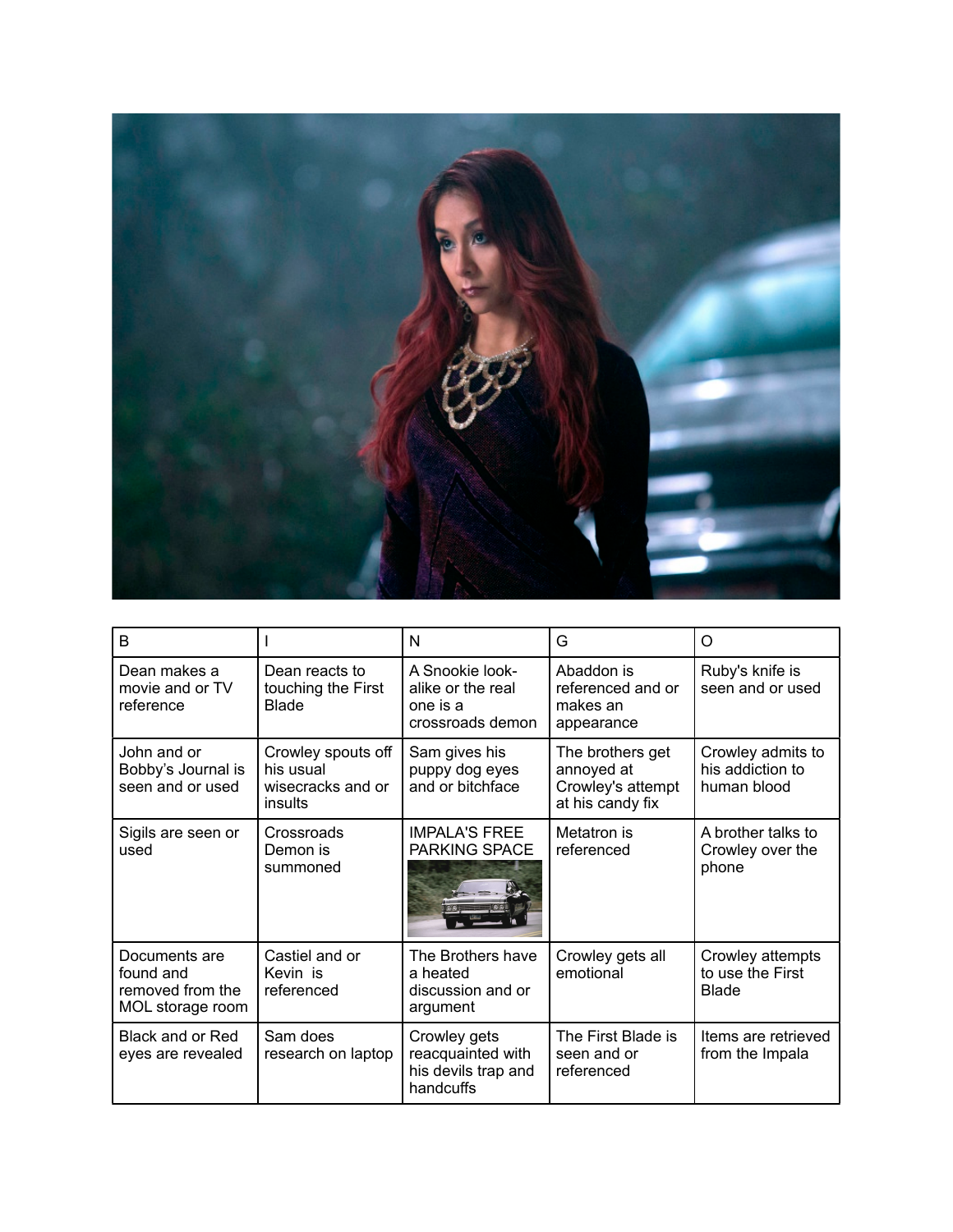| B | I | N | G | O |
|---|---|---|---|---|
| Dean makes a movie and or TV reference | Dean reacts to touching the First Blade | A Snookie look-alike or the real one is a crossroads demon | Abaddon is referenced and or makes an appearance | Ruby's knife is seen and or used |
| John and or Bobby's Journal is seen and or used | Crowley spouts off his usual wisecracks and or insults | Sam gives his puppy dog eyes and or bitchface | The brothers get annoyed at Crowley's attempt at his candy fix | Crowley admits to his addiction to human blood |
| Sigils are seen or used | Crossroads Demon is summoned | IMPALA'S FREE PARKING SPACE | Metatron is referenced | A brother talks to Crowley over the phone |
| Documents are found and removed from the MOL storage room | Castiel and or Kevin is referenced | The Brothers have a heated discussion and or argument | Crowley gets all emotional | Crowley attempts to use the First Blade |
| Black and or Red eyes are revealed | Sam does research on laptop | Crowley gets reacquainted with his devils trap and handcuffs | The First Blade is seen and or referenced | Items are retrieved from the Impala |